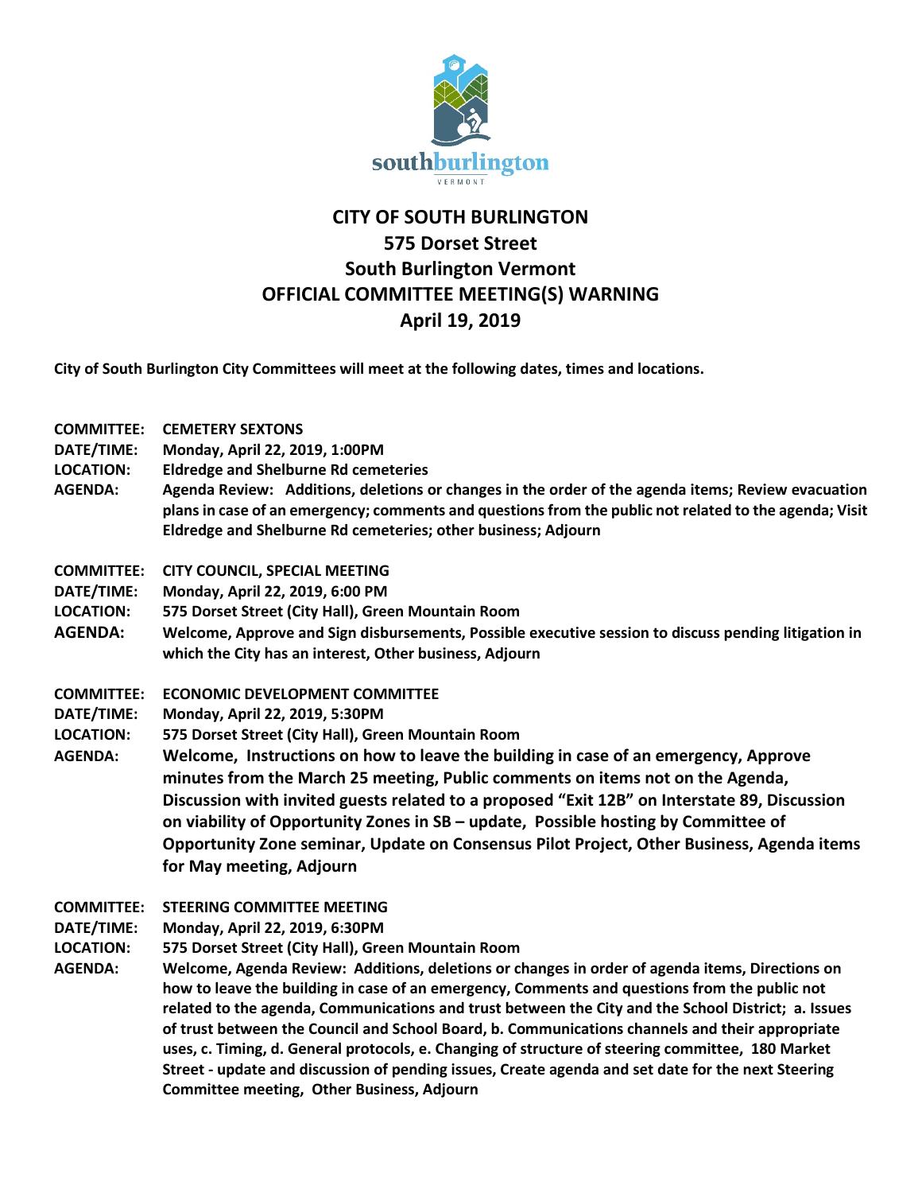# CITY OF SOUTH BURLINGTON
## 575 Dorset Street
## South Burlington Vermont
## OFFICIAL COMMITTEE MEETING(S) WARNING
## April 19, 2019

**City of South Burlington City Committees will meet at the following dates, times and locations.**

**COMMITTEE:** **CEMETERY SEXTONS**
**DATE/TIME:** **Monday, April 22, 2019, 1:00PM**
**LOCATION:** **Eldredge and Shelburne Rd cemeteries**
**AGENDA:** **Agenda Review: Additions, deletions or changes in the order of the agenda items; Review evacuation plans in case of an emergency; comments and questions from the public not related to the agenda; Visit Eldredge and Shelburne Rd cemeteries; other business; Adjourn**

**COMMITTEE:** **CITY COUNCIL, SPECIAL MEETING**
**DATE/TIME:** **Monday, April 22, 2019, 6:00 PM**
**LOCATION:** **575 Dorset Street (City Hall), Green Mountain Room**
**AGENDA:** **Welcome, Approve and Sign disbursements, Possible executive session to discuss pending litigation in which the City has an interest, Other business, Adjourn**

**COMMITTEE:** **ECONOMIC DEVELOPMENT COMMITTEE**
**DATE/TIME:** **Monday, April 22, 2019, 5:30PM**
**LOCATION:** **575 Dorset Street (City Hall), Green Mountain Room**
**AGENDA:** **Welcome, Instructions on how to leave the building in case of an emergency, Approve minutes from the March 25 meeting, Public comments on items not on the Agenda, Discussion with invited guests related to a proposed "Exit 12B" on Interstate 89, Discussion on viability of Opportunity Zones in SB – update, Possible hosting by Committee of Opportunity Zone seminar, Update on Consensus Pilot Project, Other Business, Agenda items for May meeting, Adjourn**

**COMMITTEE:** **STEERING COMMITTEE MEETING**
**DATE/TIME:** **Monday, April 22, 2019, 6:30PM**
**LOCATION:** **575 Dorset Street (City Hall), Green Mountain Room**
**AGENDA:** **Welcome, Agenda Review: Additions, deletions or changes in order of agenda items, Directions on how to leave the building in case of an emergency, Comments and questions from the public not related to the agenda, Communications and trust between the City and the School District; a. Issues of trust between the Council and School Board, b. Communications channels and their appropriate uses, c. Timing, d. General protocols, e. Changing of structure of steering committee, 180 Market Street - update and discussion of pending issues, Create agenda and set date for the next Steering Committee meeting, Other Business, Adjourn**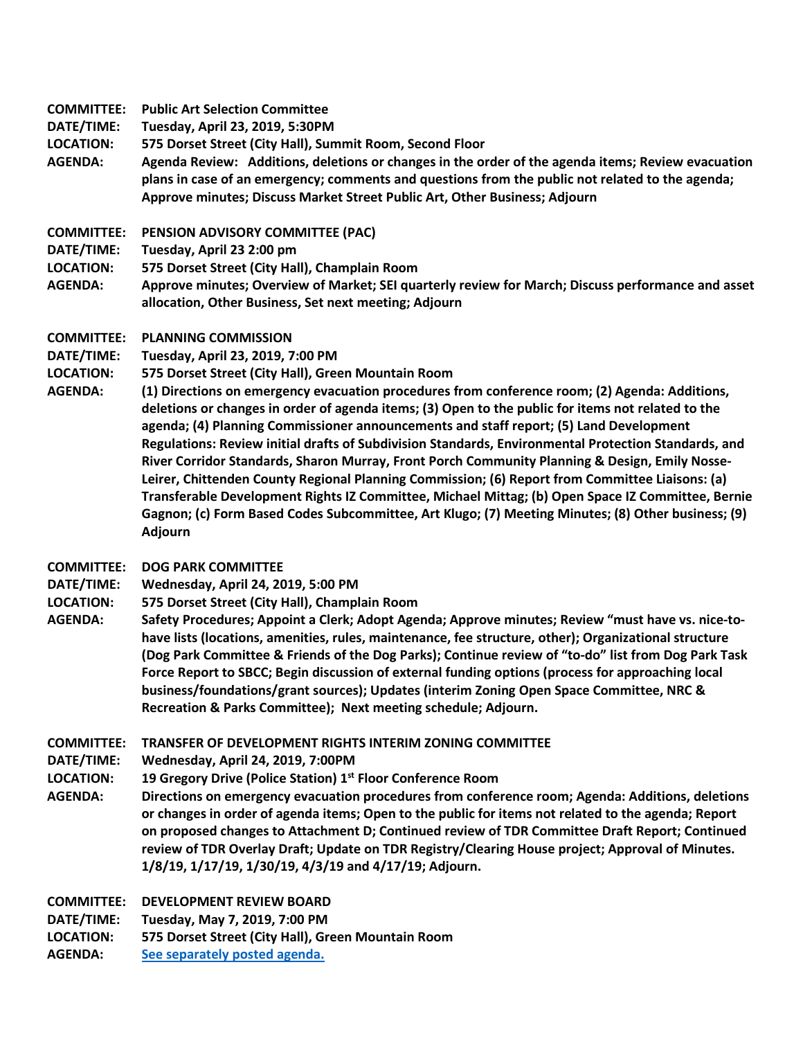**COMMITTEE: Public Art Selection Committee**
**DATE/TIME: Tuesday, April 23, 2019, 5:30PM**
**LOCATION: 575 Dorset Street (City Hall), Summit Room, Second Floor**
**AGENDA: Agenda Review: Additions, deletions or changes in the order of the agenda items; Review evacuation plans in case of an emergency; comments and questions from the public not related to the agenda; Approve minutes; Discuss Market Street Public Art, Other Business; Adjourn**

**COMMITTEE: PENSION ADVISORY COMMITTEE (PAC)**
**DATE/TIME: Tuesday, April 23 2:00 pm**
**LOCATION: 575 Dorset Street (City Hall), Champlain Room**
**AGENDA: Approve minutes; Overview of Market; SEI quarterly review for March; Discuss performance and asset allocation, Other Business, Set next meeting; Adjourn**

**COMMITTEE: PLANNING COMMISSION**
**DATE/TIME: Tuesday, April 23, 2019, 7:00 PM**
**LOCATION: 575 Dorset Street (City Hall), Green Mountain Room**
**AGENDA: (1) Directions on emergency evacuation procedures from conference room; (2) Agenda: Additions, deletions or changes in order of agenda items; (3) Open to the public for items not related to the agenda; (4) Planning Commissioner announcements and staff report; (5) Land Development Regulations: Review initial drafts of Subdivision Standards, Environmental Protection Standards, and River Corridor Standards, Sharon Murray, Front Porch Community Planning & Design, Emily Nosse-Leirer, Chittenden County Regional Planning Commission; (6) Report from Committee Liaisons: (a) Transferable Development Rights IZ Committee, Michael Mittag; (b) Open Space IZ Committee, Bernie Gagnon; (c) Form Based Codes Subcommittee, Art Klugo; (7) Meeting Minutes; (8) Other business; (9) Adjourn**

**COMMITTEE: DOG PARK COMMITTEE**
**DATE/TIME: Wednesday, April 24, 2019, 5:00 PM**
**LOCATION: 575 Dorset Street (City Hall), Champlain Room**
**AGENDA: Safety Procedures; Appoint a Clerk; Adopt Agenda; Approve minutes; Review "must have vs. nice-to-have lists (locations, amenities, rules, maintenance, fee structure, other); Organizational structure (Dog Park Committee & Friends of the Dog Parks); Continue review of "to-do" list from Dog Park Task Force Report to SBCC; Begin discussion of external funding options (process for approaching local business/foundations/grant sources); Updates (interim Zoning Open Space Committee, NRC & Recreation & Parks Committee); Next meeting schedule; Adjourn.**

**COMMITTEE: TRANSFER OF DEVELOPMENT RIGHTS INTERIM ZONING COMMITTEE**
**DATE/TIME: Wednesday, April 24, 2019, 7:00PM**
**LOCATION: 19 Gregory Drive (Police Station) 1st Floor Conference Room**
**AGENDA: Directions on emergency evacuation procedures from conference room; Agenda: Additions, deletions or changes in order of agenda items; Open to the public for items not related to the agenda; Report on proposed changes to Attachment D; Continued review of TDR Committee Draft Report; Continued review of TDR Overlay Draft; Update on TDR Registry/Clearing House project; Approval of Minutes. 1/8/19, 1/17/19, 1/30/19, 4/3/19 and 4/17/19; Adjourn.**

**COMMITTEE: DEVELOPMENT REVIEW BOARD**
**DATE/TIME: Tuesday, May 7, 2019, 7:00 PM**
**LOCATION: 575 Dorset Street (City Hall), Green Mountain Room**
**AGENDA: See separately posted agenda.**